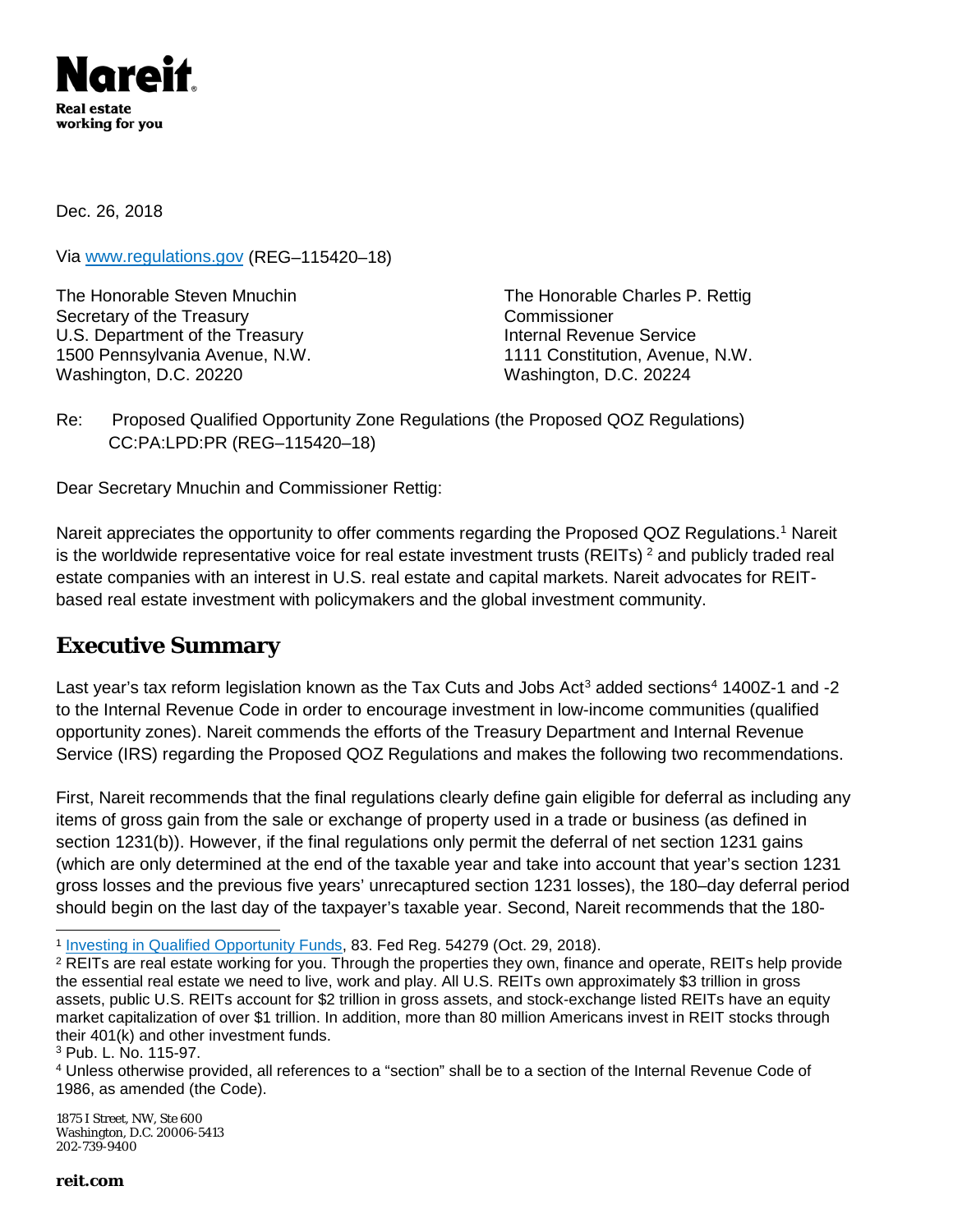**Nareit**
**Real estate working for you**

Dec. 26, 2018

Via [www.regulations.gov](http://www.regulations.gov) (REG–115420–18)

The Honorable Steven Mnuchin
Secretary of the Treasury
U.S. Department of the Treasury
1500 Pennsylvania Avenue, N.W.
Washington, D.C. 20220

The Honorable Charles P. Rettig
Commissioner
Internal Revenue Service
1111 Constitution, Avenue, N.W.
Washington, D.C. 20224

Re: Proposed Qualified Opportunity Zone Regulations (the Proposed QOZ Regulations) CC:PA:LPD:PR (REG–115420–18)

Dear Secretary Mnuchin and Commissioner Rettig:

Nareit appreciates the opportunity to offer comments regarding the Proposed QOZ Regulations.[1] Nareit is the worldwide representative voice for real estate investment trusts (REITs) [2] and publicly traded real estate companies with an interest in U.S. real estate and capital markets. Nareit advocates for REIT-based real estate investment with policymakers and the global investment community.

## Executive Summary

Last year's tax reform legislation known as the Tax Cuts and Jobs Act[3] added sections[4] 1400Z-1 and -2 to the Internal Revenue Code in order to encourage investment in low-income communities (qualified opportunity zones). Nareit commends the efforts of the Treasury Department and Internal Revenue Service (IRS) regarding the Proposed QOZ Regulations and makes the following two recommendations.

First, Nareit recommends that the final regulations clearly define gain eligible for deferral as including any items of gross gain from the sale or exchange of property used in a trade or business (as defined in section 1231(b)). However, if the final regulations only permit the deferral of net section 1231 gains (which are only determined at the end of the taxable year and take into account that year's section 1231 gross losses and the previous five years' unrecaptured section 1231 losses), the 180–day deferral period should begin on the last day of the taxpayer's taxable year. Second, Nareit recommends that the 180-

---

[1] [Investing in Qualified Opportunity Funds](#), 83. Fed Reg. 54279 (Oct. 29, 2018).

[2] REITs are real estate working for you. Through the properties they own, finance and operate, REITs help provide the essential real estate we need to live, work and play. All U.S. REITs own approximately $3 trillion in gross assets, public U.S. REITs account for $2 trillion in gross assets, and stock-exchange listed REITs have an equity market capitalization of over $1 trillion. In addition, more than 80 million Americans invest in REIT stocks through their 401(k) and other investment funds.

[3] Pub. L. No. 115-97.

[4] Unless otherwise provided, all references to a "section" shall be to a section of the Internal Revenue Code of 1986, as amended (the Code).

1875 I Street, NW, Ste 600
Washington, D.C. 20006-5413
202-739-9400

**reit.com**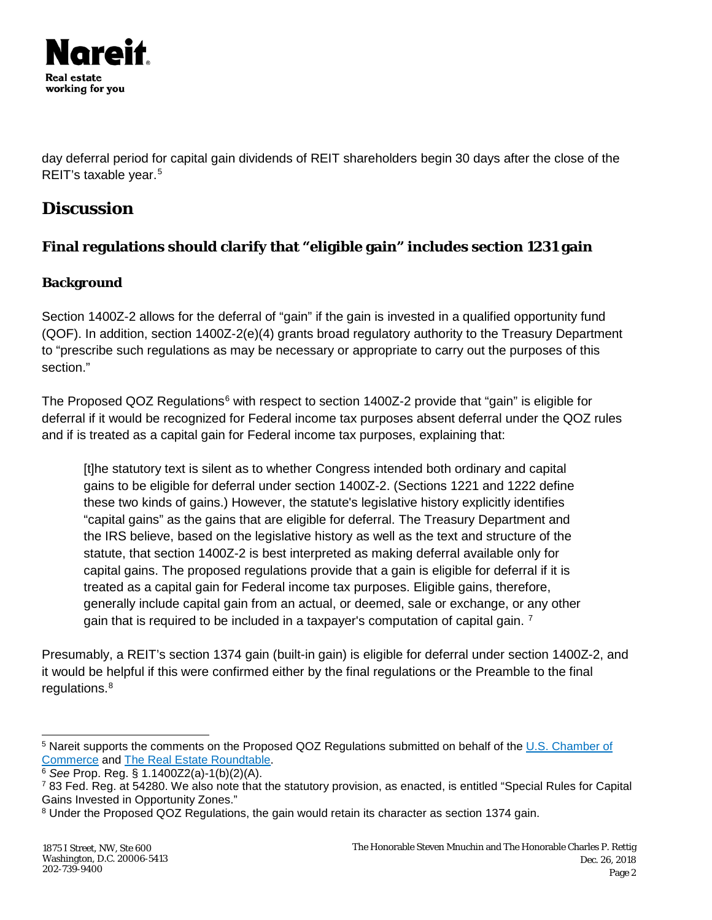day deferral period for capital gain dividends of REIT shareholders begin 30 days after the close of the REIT's taxable year.[5]

## Discussion

### Final regulations should clarify that "eligible gain" includes section 1231 gain

#### Background

Section 1400Z-2 allows for the deferral of "gain" if the gain is invested in a qualified opportunity fund (QOF). In addition, section 1400Z-2(e)(4) grants broad regulatory authority to the Treasury Department to "prescribe such regulations as may be necessary or appropriate to carry out the purposes of this section."

The Proposed QOZ Regulations[6] with respect to section 1400Z-2 provide that "gain" is eligible for deferral if it would be recognized for Federal income tax purposes absent deferral under the QOZ rules and if is treated as a capital gain for Federal income tax purposes, explaining that:

> [t]he statutory text is silent as to whether Congress intended both ordinary and capital gains to be eligible for deferral under section 1400Z-2. (Sections 1221 and 1222 define these two kinds of gains.) However, the statute's legislative history explicitly identifies "capital gains" as the gains that are eligible for deferral. The Treasury Department and the IRS believe, based on the legislative history as well as the text and structure of the statute, that section 1400Z-2 is best interpreted as making deferral available only for capital gains. The proposed regulations provide that a gain is eligible for deferral if it is treated as a capital gain for Federal income tax purposes. Eligible gains, therefore, generally include capital gain from an actual, or deemed, sale or exchange, or any other gain that is required to be included in a taxpayer's computation of capital gain. [7]

Presumably, a REIT's section 1374 gain (built-in gain) is eligible for deferral under section 1400Z-2, and it would be helpful if this were confirmed either by the final regulations or the Preamble to the final regulations.[8]

---

[5] Nareit supports the comments on the Proposed QOZ Regulations submitted on behalf of the U.S. Chamber of Commerce and The Real Estate Roundtable.

[6] *See* Prop. Reg. § 1.1400Z2(a)-1(b)(2)(A).

[7] 83 Fed. Reg. at 54280. We also note that the statutory provision, as enacted, is entitled "Special Rules for Capital Gains Invested in Opportunity Zones."

[8] Under the Proposed QOZ Regulations, the gain would retain its character as section 1374 gain.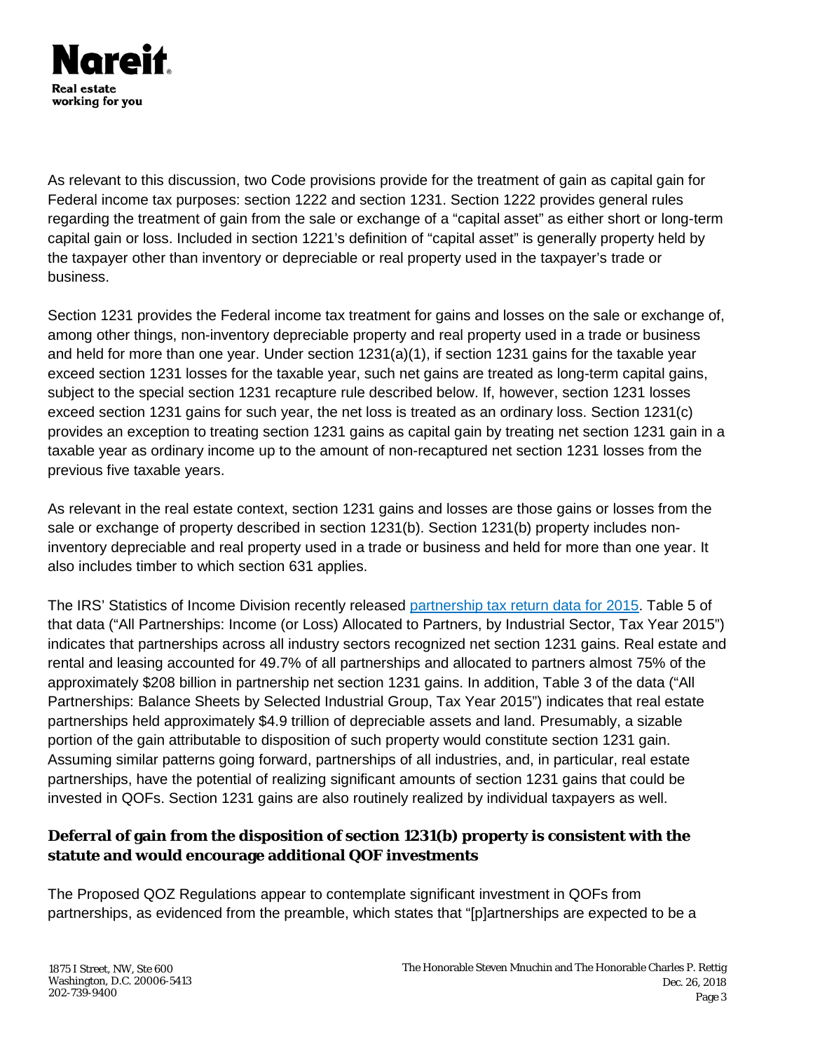As relevant to this discussion, two Code provisions provide for the treatment of gain as capital gain for Federal income tax purposes: section 1222 and section 1231. Section 1222 provides general rules regarding the treatment of gain from the sale or exchange of a "capital asset" as either short or long-term capital gain or loss. Included in section 1221's definition of "capital asset" is generally property held by the taxpayer other than inventory or depreciable or real property used in the taxpayer's trade or business.

Section 1231 provides the Federal income tax treatment for gains and losses on the sale or exchange of, among other things, non-inventory depreciable property and real property used in a trade or business and held for more than one year. Under section 1231(a)(1), if section 1231 gains for the taxable year exceed section 1231 losses for the taxable year, such net gains are treated as long-term capital gains, subject to the special section 1231 recapture rule described below. If, however, section 1231 losses exceed section 1231 gains for such year, the net loss is treated as an ordinary loss. Section 1231(c) provides an exception to treating section 1231 gains as capital gain by treating net section 1231 gain in a taxable year as ordinary income up to the amount of non-recaptured net section 1231 losses from the previous five taxable years.

As relevant in the real estate context, section 1231 gains and losses are those gains or losses from the sale or exchange of property described in section 1231(b). Section 1231(b) property includes non-inventory depreciable and real property used in a trade or business and held for more than one year. It also includes timber to which section 631 applies.

The IRS' Statistics of Income Division recently released [partnership tax return data for 2015](). Table 5 of that data ("All Partnerships: Income (or Loss) Allocated to Partners, by Industrial Sector, Tax Year 2015") indicates that partnerships across all industry sectors recognized net section 1231 gains. Real estate and rental and leasing accounted for 49.7% of all partnerships and allocated to partners almost 75% of the approximately $208 billion in partnership net section 1231 gains. In addition, Table 3 of the data ("All Partnerships: Balance Sheets by Selected Industrial Group, Tax Year 2015") indicates that real estate partnerships held approximately $4.9 trillion of depreciable assets and land. Presumably, a sizable portion of the gain attributable to disposition of such property would constitute section 1231 gain. Assuming similar patterns going forward, partnerships of all industries, and, in particular, real estate partnerships, have the potential of realizing significant amounts of section 1231 gains that could be invested in QOFs. Section 1231 gains are also routinely realized by individual taxpayers as well.

**Deferral of gain from the disposition of section 1231(b) property is consistent with the statute and would encourage additional QOF investments**

The Proposed QOZ Regulations appear to contemplate significant investment in QOFs from partnerships, as evidenced from the preamble, which states that "[p]artnerships are expected to be a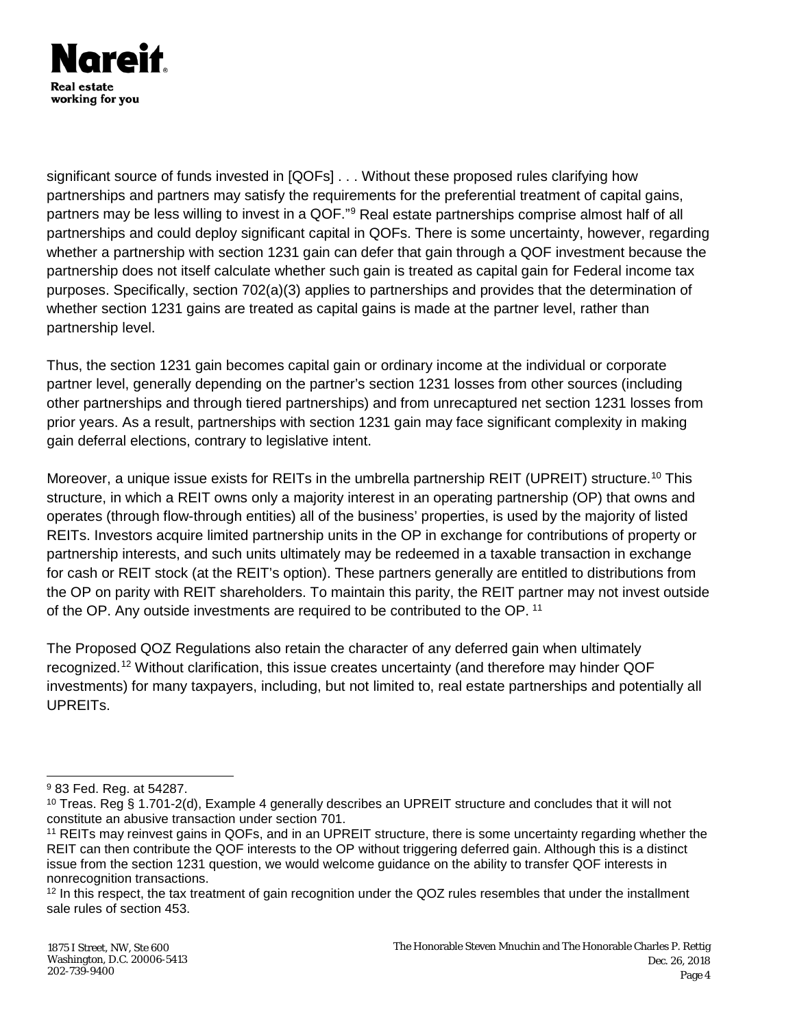significant source of funds invested in [QOFs] . . . Without these proposed rules clarifying how partnerships and partners may satisfy the requirements for the preferential treatment of capital gains, partners may be less willing to invest in a QOF."[9] Real estate partnerships comprise almost half of all partnerships and could deploy significant capital in QOFs. There is some uncertainty, however, regarding whether a partnership with section 1231 gain can defer that gain through a QOF investment because the partnership does not itself calculate whether such gain is treated as capital gain for Federal income tax purposes. Specifically, section 702(a)(3) applies to partnerships and provides that the determination of whether section 1231 gains are treated as capital gains is made at the partner level, rather than partnership level.

Thus, the section 1231 gain becomes capital gain or ordinary income at the individual or corporate partner level, generally depending on the partner's section 1231 losses from other sources (including other partnerships and through tiered partnerships) and from unrecaptured net section 1231 losses from prior years. As a result, partnerships with section 1231 gain may face significant complexity in making gain deferral elections, contrary to legislative intent.

Moreover, a unique issue exists for REITs in the umbrella partnership REIT (UPREIT) structure.[10] This structure, in which a REIT owns only a majority interest in an operating partnership (OP) that owns and operates (through flow-through entities) all of the business' properties, is used by the majority of listed REITs. Investors acquire limited partnership units in the OP in exchange for contributions of property or partnership interests, and such units ultimately may be redeemed in a taxable transaction in exchange for cash or REIT stock (at the REIT's option). These partners generally are entitled to distributions from the OP on parity with REIT shareholders. To maintain this parity, the REIT partner may not invest outside of the OP. Any outside investments are required to be contributed to the OP.[11]

The Proposed QOZ Regulations also retain the character of any deferred gain when ultimately recognized.[12] Without clarification, this issue creates uncertainty (and therefore may hinder QOF investments) for many taxpayers, including, but not limited to, real estate partnerships and potentially all UPREITs.

---

[9] 83 Fed. Reg. at 54287.

[10] Treas. Reg § 1.701-2(d), Example 4 generally describes an UPREIT structure and concludes that it will not constitute an abusive transaction under section 701.

[11] REITs may reinvest gains in QOFs, and in an UPREIT structure, there is some uncertainty regarding whether the REIT can then contribute the QOF interests to the OP without triggering deferred gain. Although this is a distinct issue from the section 1231 question, we would welcome guidance on the ability to transfer QOF interests in nonrecognition transactions.

[12] In this respect, the tax treatment of gain recognition under the QOZ rules resembles that under the installment sale rules of section 453.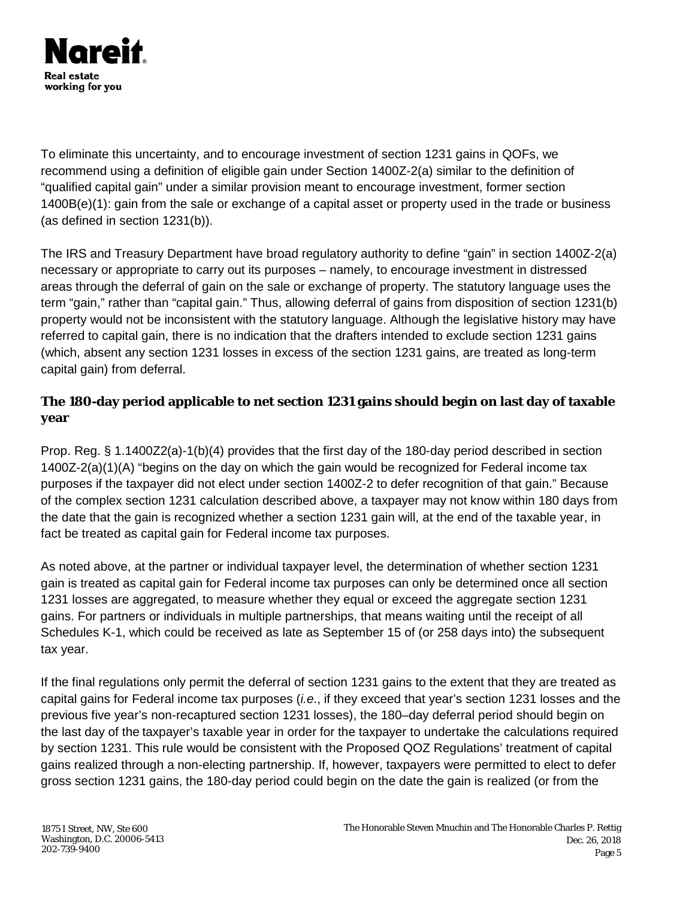To eliminate this uncertainty, and to encourage investment of section 1231 gains in QOFs, we recommend using a definition of eligible gain under Section 1400Z-2(a) similar to the definition of "qualified capital gain" under a similar provision meant to encourage investment, former section 1400B(e)(1): gain from the sale or exchange of a capital asset or property used in the trade or business (as defined in section 1231(b)).

The IRS and Treasury Department have broad regulatory authority to define "gain" in section 1400Z-2(a) necessary or appropriate to carry out its purposes – namely, to encourage investment in distressed areas through the deferral of gain on the sale or exchange of property. The statutory language uses the term "gain," rather than "capital gain." Thus, allowing deferral of gains from disposition of section 1231(b) property would not be inconsistent with the statutory language. Although the legislative history may have referred to capital gain, there is no indication that the drafters intended to exclude section 1231 gains (which, absent any section 1231 losses in excess of the section 1231 gains, are treated as long-term capital gain) from deferral.

**The 180-day period applicable to net section 1231 gains should begin on last day of taxable year**

Prop. Reg. § 1.1400Z2(a)-1(b)(4) provides that the first day of the 180-day period described in section 1400Z-2(a)(1)(A) "begins on the day on which the gain would be recognized for Federal income tax purposes if the taxpayer did not elect under section 1400Z-2 to defer recognition of that gain." Because of the complex section 1231 calculation described above, a taxpayer may not know within 180 days from the date that the gain is recognized whether a section 1231 gain will, at the end of the taxable year, in fact be treated as capital gain for Federal income tax purposes.

As noted above, at the partner or individual taxpayer level, the determination of whether section 1231 gain is treated as capital gain for Federal income tax purposes can only be determined once all section 1231 losses are aggregated, to measure whether they equal or exceed the aggregate section 1231 gains. For partners or individuals in multiple partnerships, that means waiting until the receipt of all Schedules K-1, which could be received as late as September 15 of (or 258 days into) the subsequent tax year.

If the final regulations only permit the deferral of section 1231 gains to the extent that they are treated as capital gains for Federal income tax purposes (*i.e.*, if they exceed that year's section 1231 losses and the previous five year's non-recaptured section 1231 losses), the 180–day deferral period should begin on the last day of the taxpayer's taxable year in order for the taxpayer to undertake the calculations required by section 1231. This rule would be consistent with the Proposed QOZ Regulations' treatment of capital gains realized through a non-electing partnership. If, however, taxpayers were permitted to elect to defer gross section 1231 gains, the 180-day period could begin on the date the gain is realized (or from the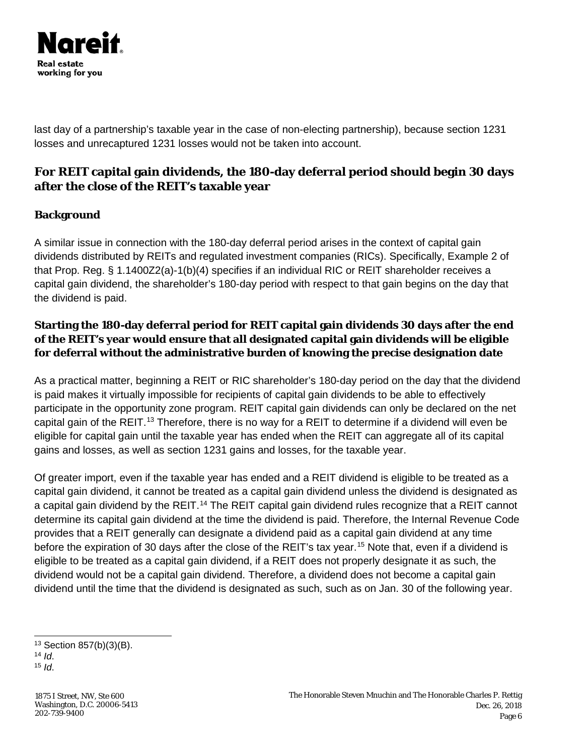last day of a partnership's taxable year in the case of non-electing partnership), because section 1231 losses and unrecaptured 1231 losses would not be taken into account.

## For REIT capital gain dividends, the 180-day deferral period should begin 30 days after the close of the REIT's taxable year

### Background

A similar issue in connection with the 180-day deferral period arises in the context of capital gain dividends distributed by REITs and regulated investment companies (RICs). Specifically, Example 2 of that Prop. Reg. § 1.1400Z2(a)-1(b)(4) specifies if an individual RIC or REIT shareholder receives a capital gain dividend, the shareholder's 180-day period with respect to that gain begins on the day that the dividend is paid.

### Starting the 180-day deferral period for REIT capital gain dividends 30 days after the end of the REIT's year would ensure that all designated capital gain dividends will be eligible for deferral without the administrative burden of knowing the precise designation date

As a practical matter, beginning a REIT or RIC shareholder's 180-day period on the day that the dividend is paid makes it virtually impossible for recipients of capital gain dividends to be able to effectively participate in the opportunity zone program. REIT capital gain dividends can only be declared on the net capital gain of the REIT.[13] Therefore, there is no way for a REIT to determine if a dividend will even be eligible for capital gain until the taxable year has ended when the REIT can aggregate all of its capital gains and losses, as well as section 1231 gains and losses, for the taxable year.

Of greater import, even if the taxable year has ended and a REIT dividend is eligible to be treated as a capital gain dividend, it cannot be treated as a capital gain dividend unless the dividend is designated as a capital gain dividend by the REIT.[14] The REIT capital gain dividend rules recognize that a REIT cannot determine its capital gain dividend at the time the dividend is paid. Therefore, the Internal Revenue Code provides that a REIT generally can designate a dividend paid as a capital gain dividend at any time before the expiration of 30 days after the close of the REIT's tax year.[15] Note that, even if a dividend is eligible to be treated as a capital gain dividend, if a REIT does not properly designate it as such, the dividend would not be a capital gain dividend. Therefore, a dividend does not become a capital gain dividend until the time that the dividend is designated as such, such as on Jan. 30 of the following year.

---

[13] Section 857(b)(3)(B).
[14] *Id.*
[15] *Id.*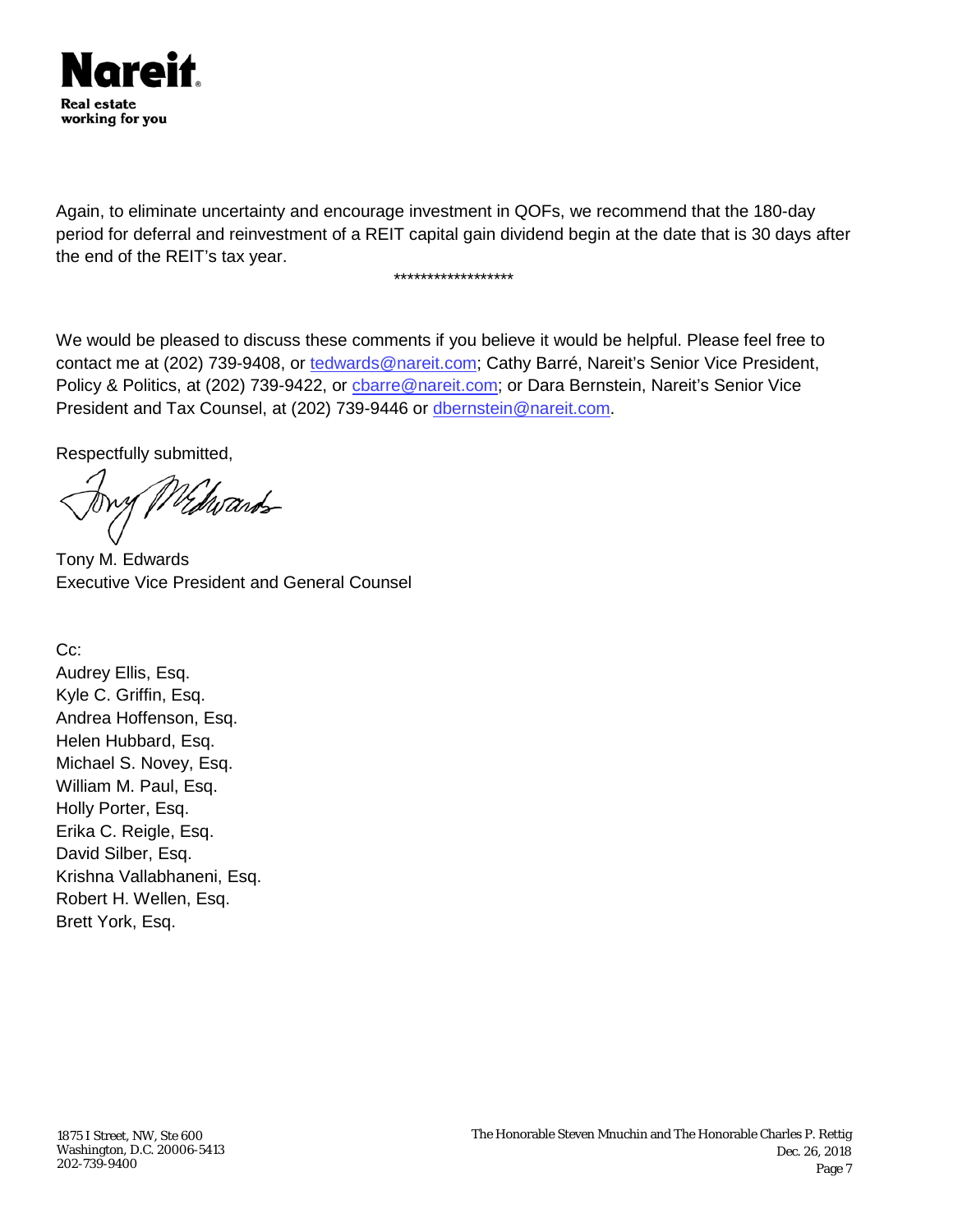Again, to eliminate uncertainty and encourage investment in QOFs, we recommend that the 180-day period for deferral and reinvestment of a REIT capital gain dividend begin at the date that is 30 days after the end of the REIT's tax year.

******************

We would be pleased to discuss these comments if you believe it would be helpful. Please feel free to contact me at (202) 739-9408, or tedwards@nareit.com; Cathy Barré, Nareit's Senior Vice President, Policy & Politics, at (202) 739-9422, or cbarre@nareit.com; or Dara Bernstein, Nareit's Senior Vice President and Tax Counsel, at (202) 739-9446 or dbernstein@nareit.com.

Respectfully submitted,

Tony M. Edwards
Executive Vice President and General Counsel

Cc:
Audrey Ellis, Esq.
Kyle C. Griffin, Esq.
Andrea Hoffenson, Esq.
Helen Hubbard, Esq.
Michael S. Novey, Esq.
William M. Paul, Esq.
Holly Porter, Esq.
Erika C. Reigle, Esq.
David Silber, Esq.
Krishna Vallabhaneni, Esq.
Robert H. Wellen, Esq.
Brett York, Esq.